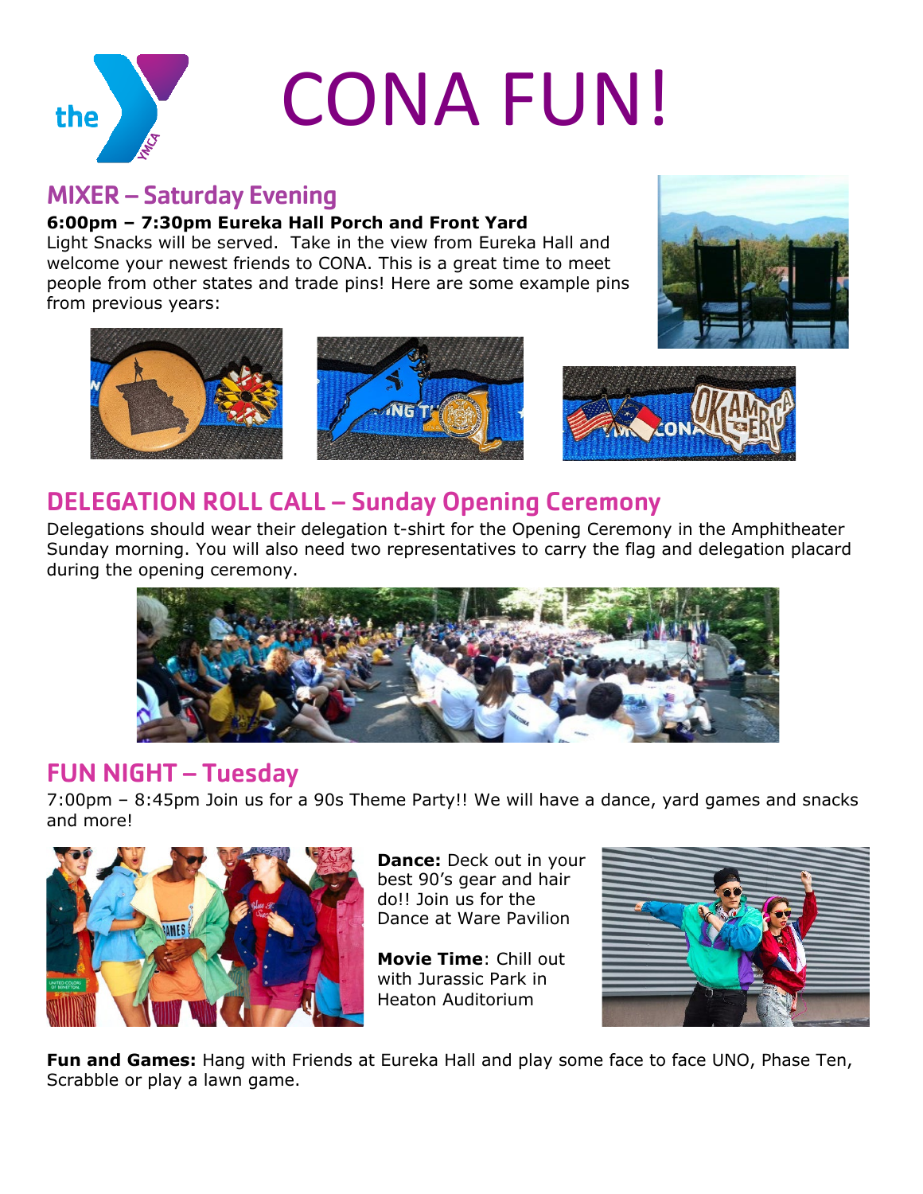# CONA FUN!

## MIXER – Saturday Evening

**6:00pm – 7:30pm Eureka Hall Porch and Front Yard**

Light Snacks will be served. Take in the view from Eureka Hall and welcome your newest friends to CONA. This is a great time to meet people from other states and trade pins! Here are some example pins from previous years:

## DELEGATION ROLL CALL – Sunday Opening Ceremony

Delegations should wear their delegation t-shirt for the Opening Ceremony in the Amphitheater Sunday morning. You will also need two representatives to carry the flag and delegation placard during the opening ceremony.

## FUN NIGHT – Tuesday

7:00pm – 8:45pm Join us for a 90s Theme Party!! We will have a dance, yard games and snacks and more!

**Dance:** Deck out in your best 90's gear and hair do!! Join us for the Dance at Ware Pavilion

**Movie Time**: Chill out with Jurassic Park in Heaton Auditorium

**Fun and Games:** Hang with Friends at Eureka Hall and play some face to face UNO, Phase Ten, Scrabble or play a lawn game.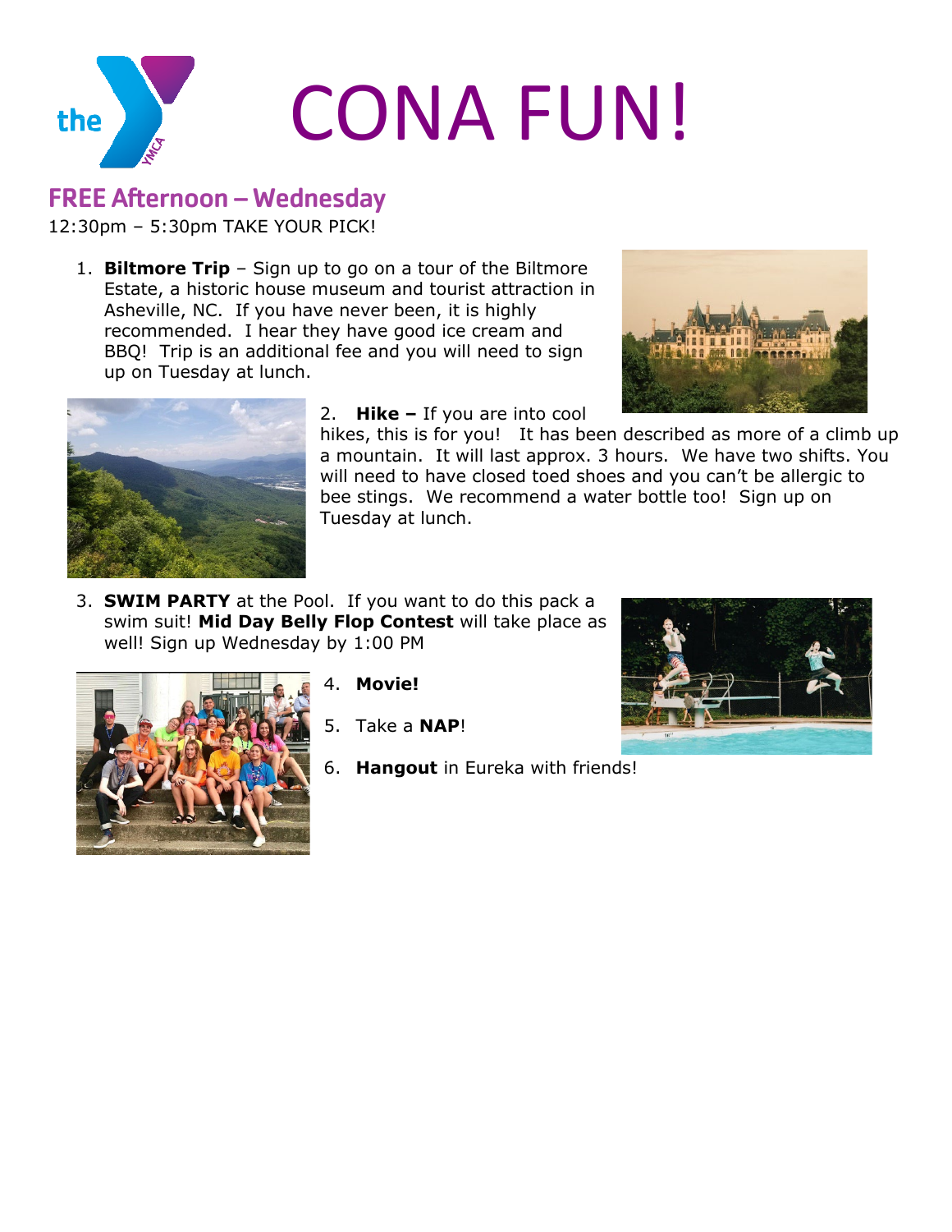# CONA FUN!

## FREE Afternoon – Wednesday

12:30pm – 5:30pm TAKE YOUR PICK!

1. **Biltmore Trip** – Sign up to go on a tour of the Biltmore Estate, a historic house museum and tourist attraction in Asheville, NC. If you have never been, it is highly recommended. I hear they have good ice cream and BBQ! Trip is an additional fee and you will need to sign up on Tuesday at lunch.
2. **Hike –** If you are into cool hikes, this is for you! It has been described as more of a climb up a mountain. It will last approx. 3 hours. We have two shifts. You will need to have closed toed shoes and you can't be allergic to bee stings. We recommend a water bottle too! Sign up on Tuesday at lunch.
3. **SWIM PARTY** at the Pool. If you want to do this pack a swim suit! **Mid Day Belly Flop Contest** will take place as well! Sign up Wednesday by 1:00 PM
4. **Movie!**
5. Take a **NAP**!
6. **Hangout** in Eureka with friends!